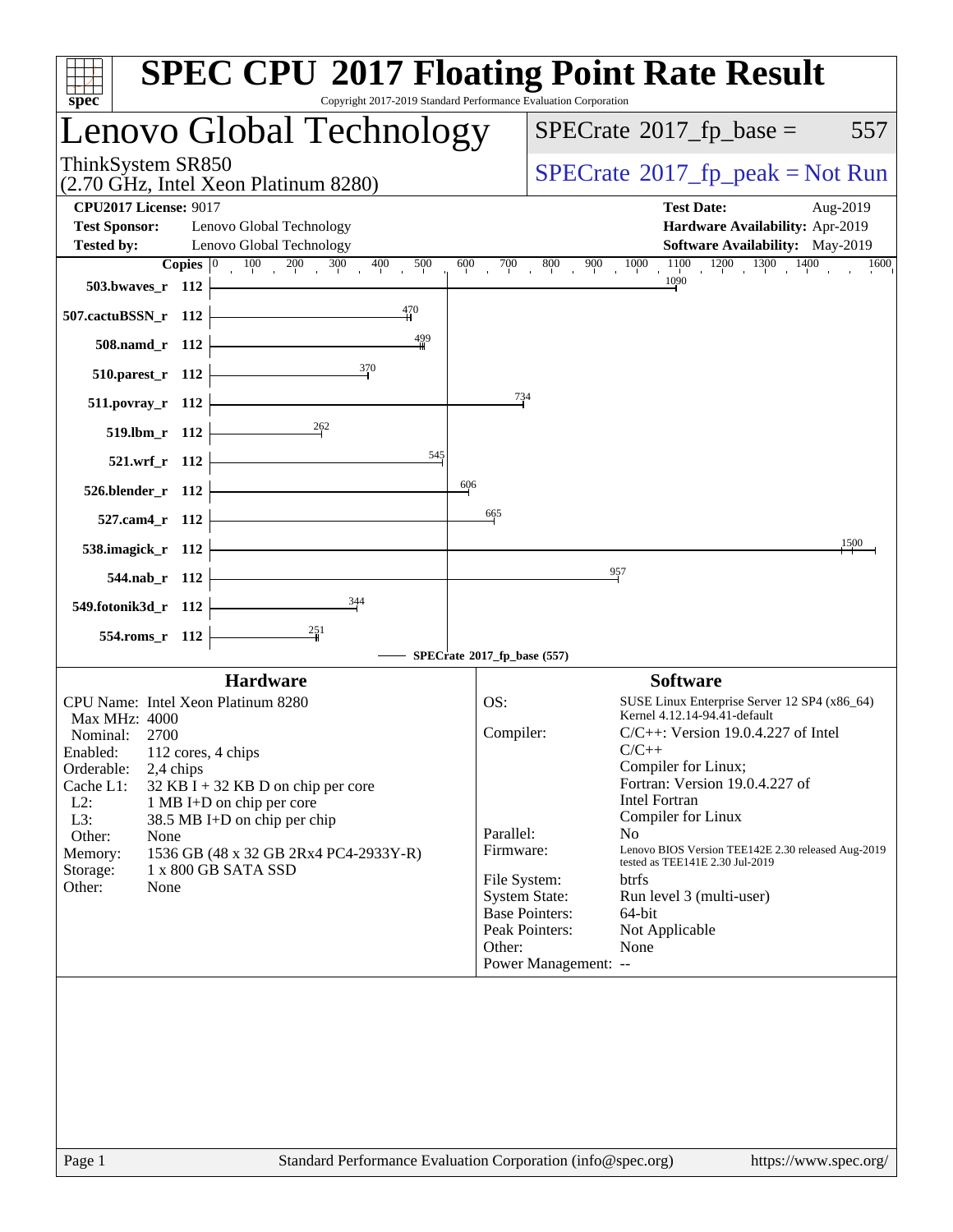# SPEC CPU 2017 Floating Point Rate Result

Copyright 2017-2019 Standard Performance Evaluation Corporation

## Lenovo Global Technology

ThinkSystem SR850
(2.70 GHz, Intel Xeon Platinum 8280)

SPECrate 2017_fp_base = 557

SPECrate 2017_fp_peak = Not Run

| | | | |
|---|---|---|---|
| **CPU2017 License:** | 9017 | **Test Date:** | Aug-2019 |
| **Test Sponsor:** | Lenovo Global Technology | **Hardware Availability:** | Apr-2019 |
| **Tested by:** | Lenovo Global Technology | **Software Availability:** | May-2019 |

| Benchmark | Copies | SPECrate 2017_fp_base |
|---|---|---|
| 503.bwaves_r | 112 | 1090 |
| 507.cactuBSSN_r | 112 | 470 |
| 508.namd_r | 112 | 499 |
| 510.parest_r | 112 | 370 |
| 511.povray_r | 112 | 734 |
| 519.lbm_r | 112 | 262 |
| 521.wrf_r | 112 | 545 |
| 526.blender_r | 112 | 606 |
| 527.cam4_r | 112 | 665 |
| 538.imagick_r | 112 | 1500 |
| 544.nab_r | 112 | 957 |
| 549.fotonik3d_r | 112 | 344 |
| 554.roms_r | 112 | 251 |

SPECrate 2017_fp_base (557)

### Hardware

| | |
|---|---|
| CPU Name: | Intel Xeon Platinum 8280 |
| Max MHz: | 4000 |
| Nominal: | 2700 |
| Enabled: | 112 cores, 4 chips |
| Orderable: | 2,4 chips |
| Cache L1: | 32 KB I + 32 KB D on chip per core |
| L2: | 1 MB I+D on chip per core |
| L3: | 38.5 MB I+D on chip per chip |
| Other: | None |
| Memory: | 1536 GB (48 x 32 GB 2Rx4 PC4-2933Y-R) |
| Storage: | 1 x 800 GB SATA SSD |
| Other: | None |

### Software

| | |
|---|---|
| OS: | SUSE Linux Enterprise Server 12 SP4 (x86_64) Kernel 4.12.14-94.41-default |
| Compiler: | C/C++: Version 19.0.4.227 of Intel C/C++ Compiler for Linux; Fortran: Version 19.0.4.227 of Intel Fortran Compiler for Linux |
| Parallel: | No |
| Firmware: | Lenovo BIOS Version TEE142E 2.30 released Aug-2019 tested as TEE141E 2.30 Jul-2019 |
| File System: | btrfs |
| System State: | Run level 3 (multi-user) |
| Base Pointers: | 64-bit |
| Peak Pointers: | Not Applicable |
| Other: | None |
| Power Management: | -- |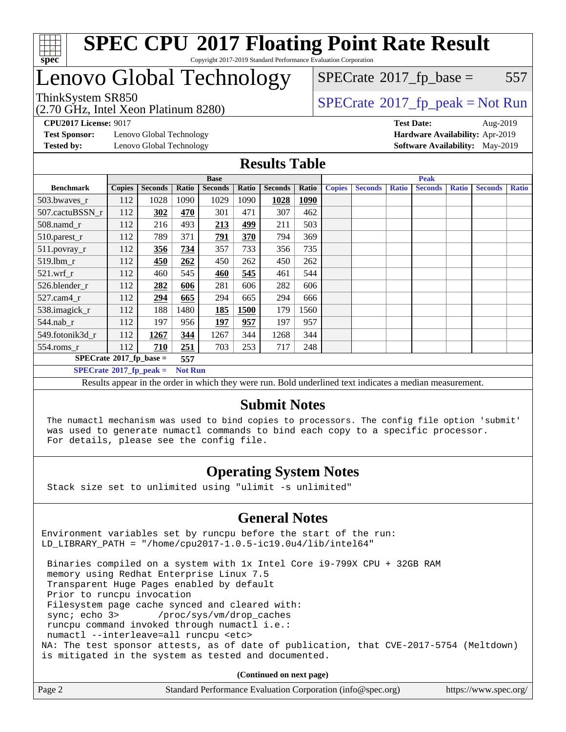# SPEC CPU 2017 Floating Point Rate Result

Copyright 2017-2019 Standard Performance Evaluation Corporation

# Lenovo Global Technology

ThinkSystem SR850
(2.70 GHz, Intel Xeon Platinum 8280)

SPECrate 2017_fp_base = 557

SPECrate 2017_fp_peak = Not Run

**CPU2017 License:** 9017
**Test Sponsor:** Lenovo Global Technology
**Tested by:** Lenovo Global Technology

**Test Date:** Aug-2019
**Hardware Availability:** Apr-2019
**Software Availability:** May-2019

## Results Table

| | Base | | | | | | | Peak | | | | | | |
|---|---|---|---|---|---|---|---|---|---|---|---|---|---|---|
| **Benchmark** | **Copies** | **Seconds** | **Ratio** | **Seconds** | **Ratio** | **Seconds** | **Ratio** | **Copies** | **Seconds** | **Ratio** | **Seconds** | **Ratio** | **Seconds** | **Ratio** |
| 503.bwaves_r | 112 | 1028 | 1090 | 1029 | 1090 | **1028** | **1090** | | | | | | | |
| 507.cactuBSSN_r | 112 | **302** | **470** | 301 | 471 | 307 | 462 | | | | | | | |
| 508.namd_r | 112 | 216 | 493 | **213** | **499** | 211 | 503 | | | | | | | |
| 510.parest_r | 112 | 789 | 371 | **791** | **370** | 794 | 369 | | | | | | | |
| 511.povray_r | 112 | **356** | **734** | 357 | 733 | 356 | 735 | | | | | | | |
| 519.lbm_r | 112 | **450** | **262** | 450 | 262 | 450 | 262 | | | | | | | |
| 521.wrf_r | 112 | 460 | 545 | **460** | **545** | 461 | 544 | | | | | | | |
| 526.blender_r | 112 | **282** | **606** | 281 | 606 | 282 | 606 | | | | | | | |
| 527.cam4_r | 112 | **294** | **665** | 294 | 665 | 294 | 666 | | | | | | | |
| 538.imagick_r | 112 | 188 | 1480 | **185** | **1500** | 179 | 1560 | | | | | | | |
| 544.nab_r | 112 | 197 | 956 | **197** | **957** | 197 | 957 | | | | | | | |
| 549.fotonik3d_r | 112 | **1267** | **344** | 1267 | 344 | 1268 | 344 | | | | | | | |
| 554.roms_r | 112 | **710** | **251** | 703 | 253 | 717 | 248 | | | | | | | |

**SPECrate 2017_fp_base = 557**

**SPECrate 2017_fp_peak = Not Run**

Results appear in the order in which they were run. Bold underlined text indicates a median measurement.

## Submit Notes

```
The numactl mechanism was used to bind copies to processors. The config file option 'submit'
was used to generate numactl commands to bind each copy to a specific processor.
For details, please see the config file.
```

## Operating System Notes

```
Stack size set to unlimited using "ulimit -s unlimited"
```

## General Notes

```
Environment variables set by runcpu before the start of the run:
LD_LIBRARY_PATH = "/home/cpu2017-1.0.5-ic19.0u4/lib/intel64"

 Binaries compiled on a system with 1x Intel Core i9-799X CPU + 32GB RAM
 memory using Redhat Enterprise Linux 7.5
 Transparent Huge Pages enabled by default
 Prior to runcpu invocation
 Filesystem page cache synced and cleared with:
 sync; echo 3>       /proc/sys/vm/drop_caches
 runcpu command invoked through numactl i.e.:
 numactl --interleave=all runcpu <etc>
NA: The test sponsor attests, as of date of publication, that CVE-2017-5754 (Meltdown)
is mitigated in the system as tested and documented.
```

**(Continued on next page)**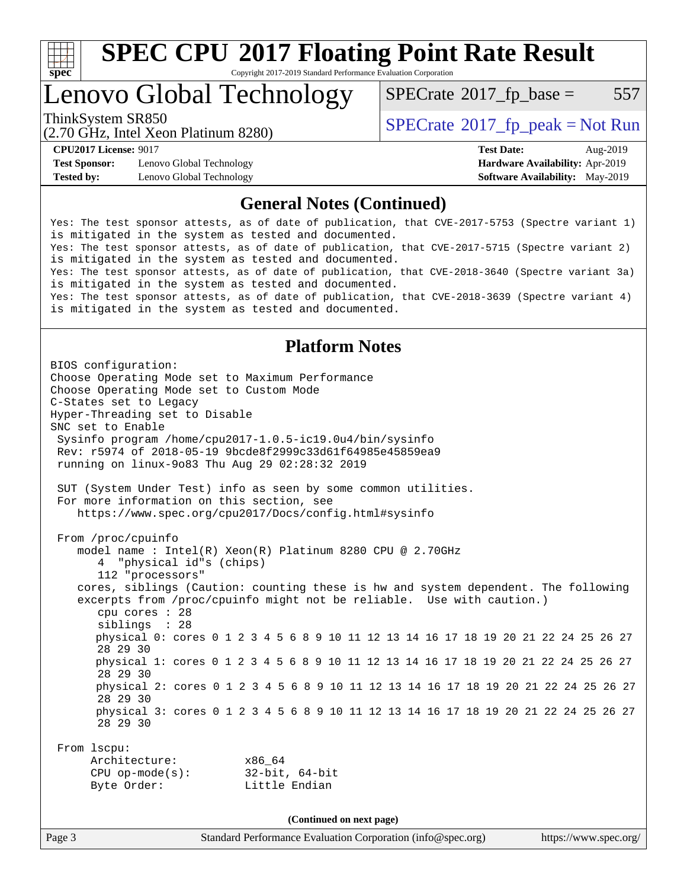# General Notes (Continued)

```
Yes: The test sponsor attests, as of date of publication, that CVE-2017-5753 (Spectre variant 1)
is mitigated in the system as tested and documented.
Yes: The test sponsor attests, as of date of publication, that CVE-2017-5715 (Spectre variant 2)
is mitigated in the system as tested and documented.
Yes: The test sponsor attests, as of date of publication, that CVE-2018-3640 (Spectre variant 3a)
is mitigated in the system as tested and documented.
Yes: The test sponsor attests, as of date of publication, that CVE-2018-3639 (Spectre variant 4)
is mitigated in the system as tested and documented.
```

# Platform Notes

```
BIOS configuration:
Choose Operating Mode set to Maximum Performance
Choose Operating Mode set to Custom Mode
C-States set to Legacy
Hyper-Threading set to Disable
SNC set to Enable
 Sysinfo program /home/cpu2017-1.0.5-ic19.0u4/bin/sysinfo
 Rev: r5974 of 2018-05-19 9bcde8f2999c33d61f64985e45859ea9
 running on linux-9o83 Thu Aug 29 02:28:32 2019

 SUT (System Under Test) info as seen by some common utilities.
 For more information on this section, see
    https://www.spec.org/cpu2017/Docs/config.html#sysinfo

 From /proc/cpuinfo
    model name : Intel(R) Xeon(R) Platinum 8280 CPU @ 2.70GHz
       4  "physical id"s (chips)
       112 "processors"
    cores, siblings (Caution: counting these is hw and system dependent. The following
    excerpts from /proc/cpuinfo might not be reliable.  Use with caution.)
       cpu cores : 28
       siblings  : 28
       physical 0: cores 0 1 2 3 4 5 6 8 9 10 11 12 13 14 16 17 18 19 20 21 22 24 25 26 27
       28 29 30
       physical 1: cores 0 1 2 3 4 5 6 8 9 10 11 12 13 14 16 17 18 19 20 21 22 24 25 26 27
       28 29 30
       physical 2: cores 0 1 2 3 4 5 6 8 9 10 11 12 13 14 16 17 18 19 20 21 22 24 25 26 27
       28 29 30
       physical 3: cores 0 1 2 3 4 5 6 8 9 10 11 12 13 14 16 17 18 19 20 21 22 24 25 26 27
       28 29 30

 From lscpu:
      Architecture:          x86_64
      CPU op-mode(s):        32-bit, 64-bit
      Byte Order:            Little Endian
```

(Continued on next page)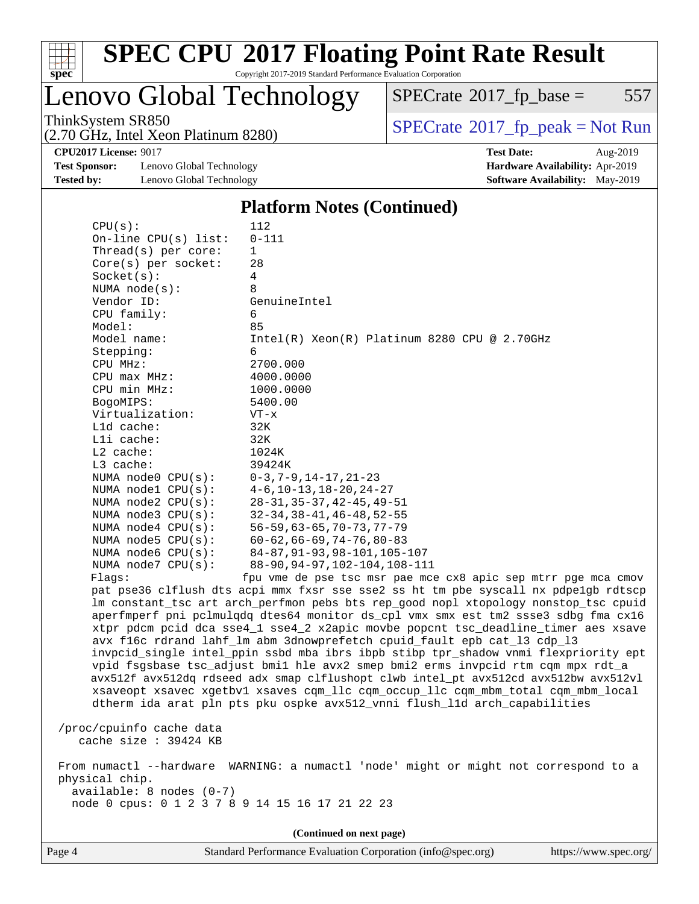# SPEC CPU 2017 Floating Point Rate Result

Copyright 2017-2019 Standard Performance Evaluation Corporation

# Lenovo Global Technology

ThinkSystem SR850
(2.70 GHz, Intel Xeon Platinum 8280)

SPECrate 2017_fp_base = 557

SPECrate 2017_fp_peak = Not Run

**CPU2017 License:** 9017
**Test Sponsor:** Lenovo Global Technology
**Tested by:** Lenovo Global Technology

**Test Date:** Aug-2019
**Hardware Availability:** Apr-2019
**Software Availability:** May-2019

## Platform Notes (Continued)

```
    CPU(s):                112
    On-line CPU(s) list:   0-111
    Thread(s) per core:    1
    Core(s) per socket:    28
    Socket(s):             4
    NUMA node(s):          8
    Vendor ID:             GenuineIntel
    CPU family:            6
    Model:                 85
    Model name:            Intel(R) Xeon(R) Platinum 8280 CPU @ 2.70GHz
    Stepping:              6
    CPU MHz:               2700.000
    CPU max MHz:           4000.0000
    CPU min MHz:           1000.0000
    BogoMIPS:              5400.00
    Virtualization:        VT-x
    L1d cache:             32K
    L1i cache:             32K
    L2 cache:              1024K
    L3 cache:              39424K
    NUMA node0 CPU(s):     0-3,7-9,14-17,21-23
    NUMA node1 CPU(s):     4-6,10-13,18-20,24-27
    NUMA node2 CPU(s):     28-31,35-37,42-45,49-51
    NUMA node3 CPU(s):     32-34,38-41,46-48,52-55
    NUMA node4 CPU(s):     56-59,63-65,70-73,77-79
    NUMA node5 CPU(s):     60-62,66-69,74-76,80-83
    NUMA node6 CPU(s):     84-87,91-93,98-101,105-107
    NUMA node7 CPU(s):     88-90,94-97,102-104,108-111
    Flags:                 fpu vme de pse tsc msr pae mce cx8 apic sep mtrr pge mca cmov
    pat pse36 clflush dts acpi mmx fxsr sse sse2 ss ht tm pbe syscall nx pdpe1gb rdtscp
    lm constant_tsc art arch_perfmon pebs bts rep_good nopl xtopology nonstop_tsc cpuid
    aperfmperf pni pclmulqdq dtes64 monitor ds_cpl vmx smx est tm2 ssse3 sdbg fma cx16
    xtpr pdcm pcid dca sse4_1 sse4_2 x2apic movbe popcnt tsc_deadline_timer aes xsave
    avx f16c rdrand lahf_lm abm 3dnowprefetch cpuid_fault epb cat_l3 cdp_l3
    invpcid_single intel_ppin ssbd mba ibrs ibpb stibp tpr_shadow vnmi flexpriority ept
    vpid fsgsbase tsc_adjust bmi1 hle avx2 smep bmi2 erms invpcid rtm cqm mpx rdt_a
    avx512f avx512dq rdseed adx smap clflushopt clwb intel_pt avx512cd avx512bw avx512vl
    xsaveopt xsavec xgetbv1 xsaves cqm_llc cqm_occup_llc cqm_mbm_total cqm_mbm_local
    dtherm ida arat pln pts pku ospke avx512_vnni flush_l1d arch_capabilities

 /proc/cpuinfo cache data
    cache size : 39424 KB

 From numactl --hardware  WARNING: a numactl 'node' might or might not correspond to a
 physical chip.
   available: 8 nodes (0-7)
   node 0 cpus: 0 1 2 3 7 8 9 14 15 16 17 21 22 23
```

**(Continued on next page)**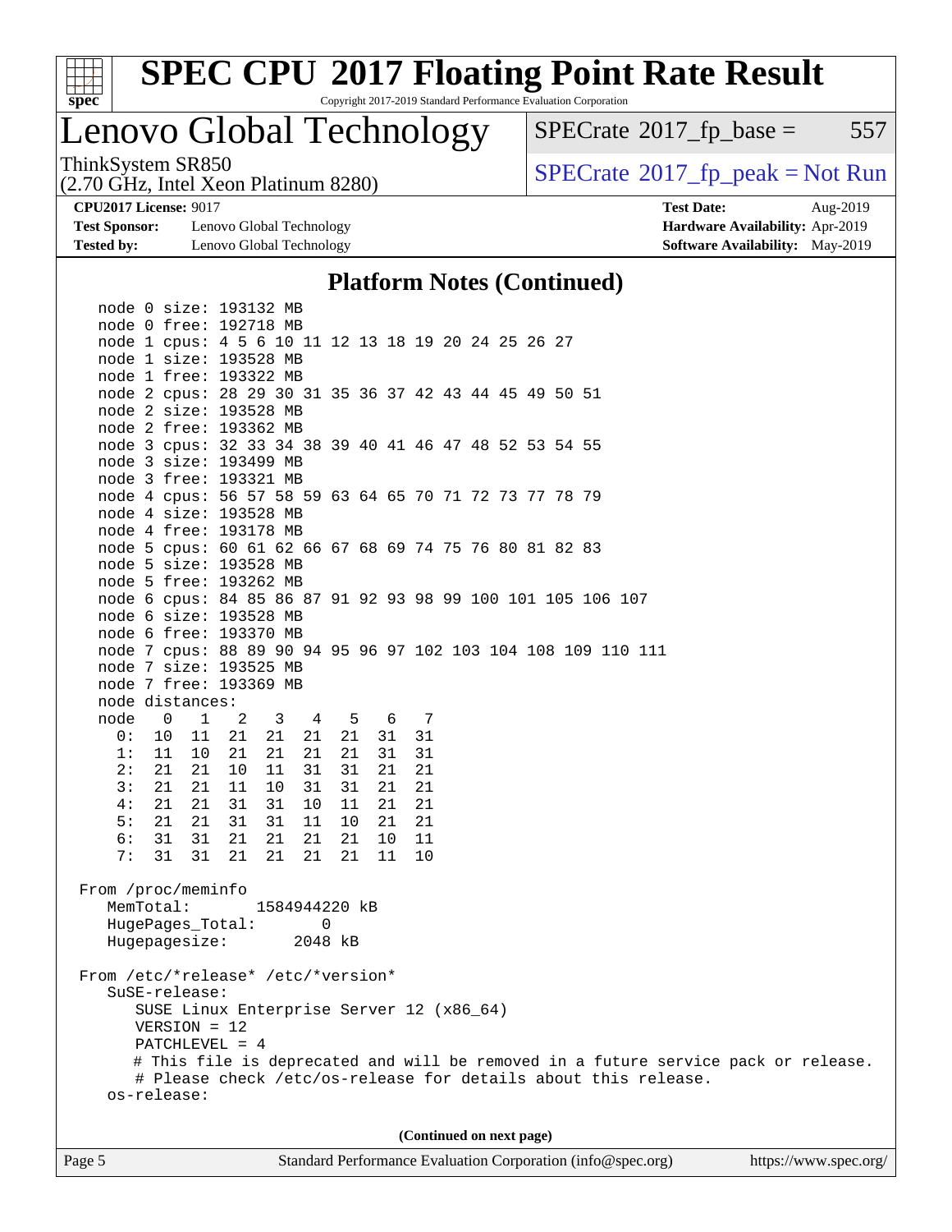# SPEC CPU 2017 Floating Point Rate Result

Copyright 2017-2019 Standard Performance Evaluation Corporation

## Lenovo Global Technology

ThinkSystem SR850
(2.70 GHz, Intel Xeon Platinum 8280)

SPECrate 2017_fp_base = 557

SPECrate 2017_fp_peak = Not Run

**CPU2017 License:** 9017
**Test Sponsor:** Lenovo Global Technology
**Tested by:** Lenovo Global Technology

**Test Date:** Aug-2019
**Hardware Availability:** Apr-2019
**Software Availability:** May-2019

### Platform Notes (Continued)

```
    node 0 size: 193132 MB
    node 0 free: 192718 MB
    node 1 cpus: 4 5 6 10 11 12 13 18 19 20 24 25 26 27
    node 1 size: 193528 MB
    node 1 free: 193322 MB
    node 2 cpus: 28 29 30 31 35 36 37 42 43 44 45 49 50 51
    node 2 size: 193528 MB
    node 2 free: 193362 MB
    node 3 cpus: 32 33 34 38 39 40 41 46 47 48 52 53 54 55
    node 3 size: 193499 MB
    node 3 free: 193321 MB
    node 4 cpus: 56 57 58 59 63 64 65 70 71 72 73 77 78 79
    node 4 size: 193528 MB
    node 4 free: 193178 MB
    node 5 cpus: 60 61 62 66 67 68 69 74 75 76 80 81 82 83
    node 5 size: 193528 MB
    node 5 free: 193262 MB
    node 6 cpus: 84 85 86 87 91 92 93 98 99 100 101 105 106 107
    node 6 size: 193528 MB
    node 6 free: 193370 MB
    node 7 cpus: 88 89 90 94 95 96 97 102 103 104 108 109 110 111
    node 7 size: 193525 MB
    node 7 free: 193369 MB
    node distances:
    node   0   1   2   3   4   5   6   7
      0:  10  11  21  21  21  21  31  31
      1:  11  10  21  21  21  21  31  31
      2:  21  21  10  11  31  31  21  21
      3:  21  21  11  10  31  31  21  21
      4:  21  21  31  31  10  11  21  21
      5:  21  21  31  31  11  10  21  21
      6:  31  31  21  21  21  21  10  11
      7:  31  31  21  21  21  21  11  10

 From /proc/meminfo
    MemTotal:       1584944220 kB
    HugePages_Total:       0
    Hugepagesize:       2048 kB

 From /etc/*release* /etc/*version*
    SuSE-release:
       SUSE Linux Enterprise Server 12 (x86_64)
       VERSION = 12
       PATCHLEVEL = 4
       # This file is deprecated and will be removed in a future service pack or release.
       # Please check /etc/os-release for details about this release.
    os-release:
```

(Continued on next page)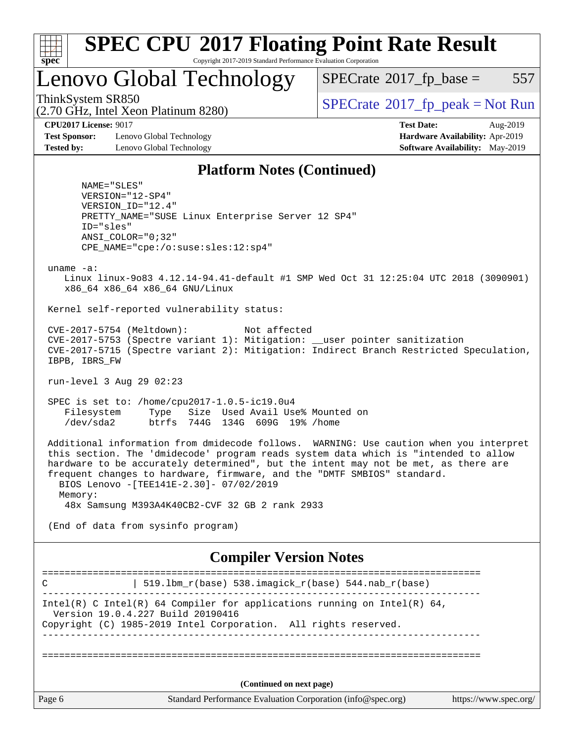# SPEC CPU 2017 Floating Point Rate Result

Copyright 2017-2019 Standard Performance Evaluation Corporation

## Lenovo Global Technology

ThinkSystem SR850
(2.70 GHz, Intel Xeon Platinum 8280)

SPECrate 2017_fp_base = 557

SPECrate 2017_fp_peak = Not Run

**CPU2017 License:** 9017
**Test Sponsor:** Lenovo Global Technology
**Tested by:** Lenovo Global Technology

**Test Date:** Aug-2019
**Hardware Availability:** Apr-2019
**Software Availability:** May-2019

### Platform Notes (Continued)

```
      NAME="SLES"
      VERSION="12-SP4"
      VERSION_ID="12.4"
      PRETTY_NAME="SUSE Linux Enterprise Server 12 SP4"
      ID="sles"
      ANSI_COLOR="0;32"
      CPE_NAME="cpe:/o:suse:sles:12:sp4"

 uname -a:
    Linux linux-9o83 4.12.14-94.41-default #1 SMP Wed Oct 31 12:25:04 UTC 2018 (3090901)
    x86_64 x86_64 x86_64 GNU/Linux

 Kernel self-reported vulnerability status:

 CVE-2017-5754 (Meltdown):          Not affected
 CVE-2017-5753 (Spectre variant 1): Mitigation: __user pointer sanitization
 CVE-2017-5715 (Spectre variant 2): Mitigation: Indirect Branch Restricted Speculation,
 IBPB, IBRS_FW

 run-level 3 Aug 29 02:23

 SPEC is set to: /home/cpu2017-1.0.5-ic19.0u4
    Filesystem     Type   Size  Used Avail Use% Mounted on
    /dev/sda2      btrfs  744G  134G  609G  19% /home

 Additional information from dmidecode follows.  WARNING: Use caution when you interpret
 this section. The 'dmidecode' program reads system data which is "intended to allow
 hardware to be accurately determined", but the intent may not be met, as there are
 frequent changes to hardware, firmware, and the "DMTF SMBIOS" standard.
   BIOS Lenovo -[TEE141E-2.30]- 07/02/2019
   Memory:
    48x Samsung M393A4K40CB2-CVF 32 GB 2 rank 2933

 (End of data from sysinfo program)
```

### Compiler Version Notes

```
==============================================================================
C               | 519.lbm_r(base) 538.imagick_r(base) 544.nab_r(base)
------------------------------------------------------------------------------
Intel(R) C Intel(R) 64 Compiler for applications running on Intel(R) 64,
  Version 19.0.4.227 Build 20190416
Copyright (C) 1985-2019 Intel Corporation.  All rights reserved.
------------------------------------------------------------------------------

==============================================================================
```

**(Continued on next page)**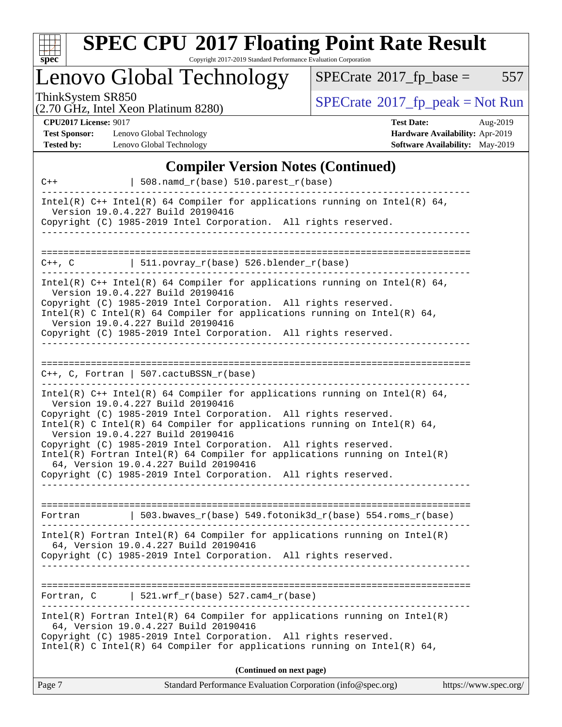# SPEC CPU 2017 Floating Point Rate Result

Copyright 2017-2019 Standard Performance Evaluation Corporation

## Lenovo Global Technology

ThinkSystem SR850
(2.70 GHz, Intel Xeon Platinum 8280)

SPECrate 2017_fp_base = 557

SPECrate 2017_fp_peak = Not Run

**CPU2017 License:** 9017
**Test Sponsor:** Lenovo Global Technology
**Tested by:** Lenovo Global Technology

**Test Date:** Aug-2019
**Hardware Availability:** Apr-2019
**Software Availability:** May-2019

### Compiler Version Notes (Continued)

```
C++              | 508.namd_r(base) 510.parest_r(base)
------------------------------------------------------------------------------
Intel(R) C++ Intel(R) 64 Compiler for applications running on Intel(R) 64,
  Version 19.0.4.227 Build 20190416
Copyright (C) 1985-2019 Intel Corporation.  All rights reserved.
------------------------------------------------------------------------------

==============================================================================
C++, C           | 511.povray_r(base) 526.blender_r(base)
------------------------------------------------------------------------------
Intel(R) C++ Intel(R) 64 Compiler for applications running on Intel(R) 64,
  Version 19.0.4.227 Build 20190416
Copyright (C) 1985-2019 Intel Corporation.  All rights reserved.
Intel(R) C Intel(R) 64 Compiler for applications running on Intel(R) 64,
  Version 19.0.4.227 Build 20190416
Copyright (C) 1985-2019 Intel Corporation.  All rights reserved.
------------------------------------------------------------------------------

==============================================================================
C++, C, Fortran | 507.cactuBSSN_r(base)
------------------------------------------------------------------------------
Intel(R) C++ Intel(R) 64 Compiler for applications running on Intel(R) 64,
  Version 19.0.4.227 Build 20190416
Copyright (C) 1985-2019 Intel Corporation.  All rights reserved.
Intel(R) C Intel(R) 64 Compiler for applications running on Intel(R) 64,
  Version 19.0.4.227 Build 20190416
Copyright (C) 1985-2019 Intel Corporation.  All rights reserved.
Intel(R) Fortran Intel(R) 64 Compiler for applications running on Intel(R)
  64, Version 19.0.4.227 Build 20190416
Copyright (C) 1985-2019 Intel Corporation.  All rights reserved.
------------------------------------------------------------------------------

==============================================================================
Fortran          | 503.bwaves_r(base) 549.fotonik3d_r(base) 554.roms_r(base)
------------------------------------------------------------------------------
Intel(R) Fortran Intel(R) 64 Compiler for applications running on Intel(R)
  64, Version 19.0.4.227 Build 20190416
Copyright (C) 1985-2019 Intel Corporation.  All rights reserved.
------------------------------------------------------------------------------

==============================================================================
Fortran, C       | 521.wrf_r(base) 527.cam4_r(base)
------------------------------------------------------------------------------
Intel(R) Fortran Intel(R) 64 Compiler for applications running on Intel(R)
  64, Version 19.0.4.227 Build 20190416
Copyright (C) 1985-2019 Intel Corporation.  All rights reserved.
Intel(R) C Intel(R) 64 Compiler for applications running on Intel(R) 64,
```

**(Continued on next page)**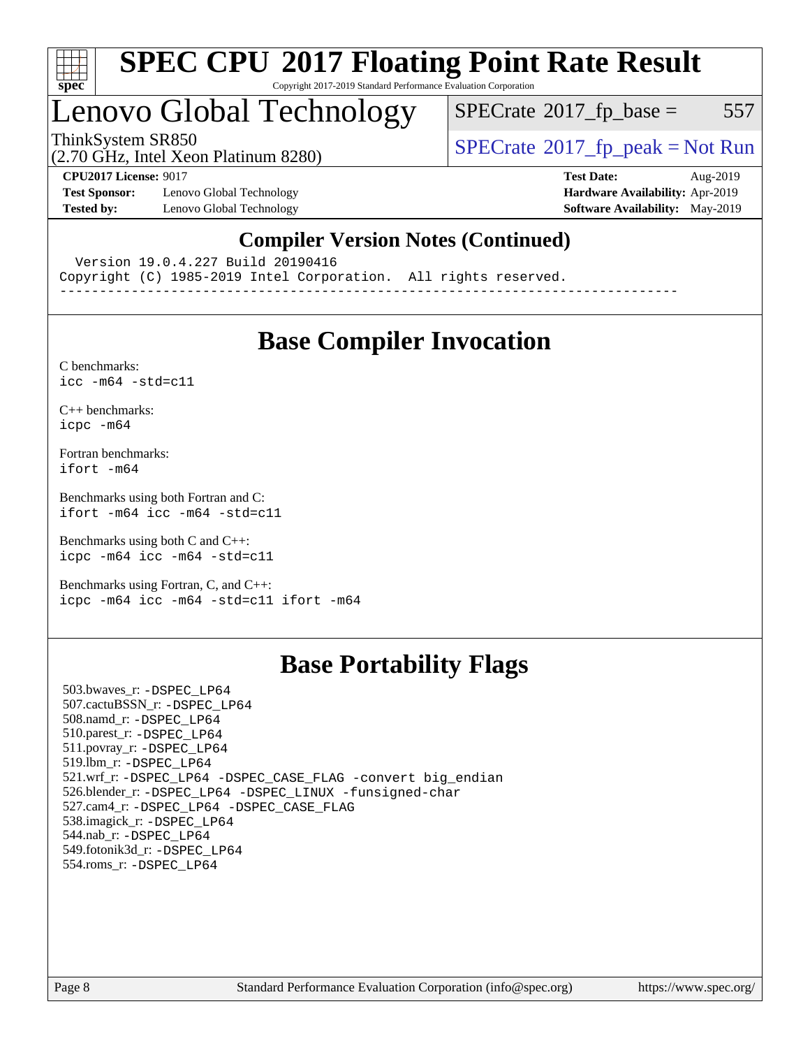# SPEC CPU 2017 Floating Point Rate Result

Copyright 2017-2019 Standard Performance Evaluation Corporation

## Lenovo Global Technology

ThinkSystem SR850
(2.70 GHz, Intel Xeon Platinum 8280)

SPECrate 2017_fp_base = 557

SPECrate 2017_fp_peak = Not Run

**CPU2017 License:** 9017
**Test Sponsor:** Lenovo Global Technology
**Tested by:** Lenovo Global Technology

**Test Date:** Aug-2019
**Hardware Availability:** Apr-2019
**Software Availability:** May-2019

### Compiler Version Notes (Continued)

```
  Version 19.0.4.227 Build 20190416
Copyright (C) 1985-2019 Intel Corporation.  All rights reserved.
------------------------------------------------------------------------------
```

## Base Compiler Invocation

C benchmarks:
`icc -m64 -std=c11`

C++ benchmarks:
`icpc -m64`

Fortran benchmarks:
`ifort -m64`

Benchmarks using both Fortran and C:
`ifort -m64 icc -m64 -std=c11`

Benchmarks using both C and C++:
`icpc -m64 icc -m64 -std=c11`

Benchmarks using Fortran, C, and C++:
`icpc -m64 icc -m64 -std=c11 ifort -m64`

## Base Portability Flags

503.bwaves_r: -DSPEC_LP64
507.cactuBSSN_r: -DSPEC_LP64
508.namd_r: -DSPEC_LP64
510.parest_r: -DSPEC_LP64
511.povray_r: -DSPEC_LP64
519.lbm_r: -DSPEC_LP64
521.wrf_r: -DSPEC_LP64 -DSPEC_CASE_FLAG -convert big_endian
526.blender_r: -DSPEC_LP64 -DSPEC_LINUX -funsigned-char
527.cam4_r: -DSPEC_LP64 -DSPEC_CASE_FLAG
538.imagick_r: -DSPEC_LP64
544.nab_r: -DSPEC_LP64
549.fotonik3d_r: -DSPEC_LP64
554.roms_r: -DSPEC_LP64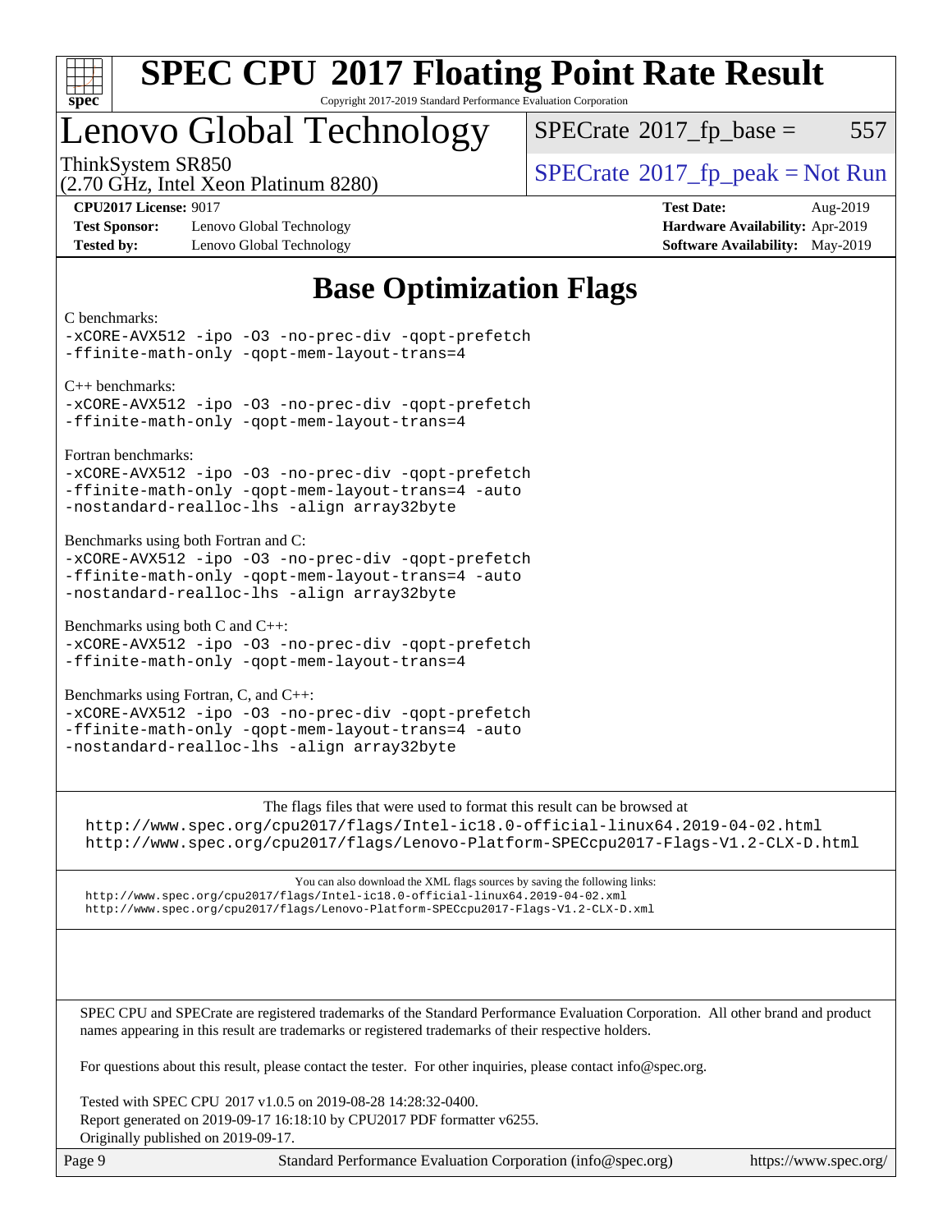# SPEC CPU 2017 Floating Point Rate Result

Copyright 2017-2019 Standard Performance Evaluation Corporation

# Lenovo Global Technology

ThinkSystem SR850
(2.70 GHz, Intel Xeon Platinum 8280)

SPECrate 2017_fp_base = 557

SPECrate 2017_fp_peak = Not Run

**CPU2017 License:** 9017
**Test Sponsor:** Lenovo Global Technology
**Tested by:** Lenovo Global Technology

**Test Date:** Aug-2019
**Hardware Availability:** Apr-2019
**Software Availability:** May-2019

## Base Optimization Flags

C benchmarks:
```
-xCORE-AVX512 -ipo -O3 -no-prec-div -qopt-prefetch
-ffinite-math-only -qopt-mem-layout-trans=4
```

C++ benchmarks:
```
-xCORE-AVX512 -ipo -O3 -no-prec-div -qopt-prefetch
-ffinite-math-only -qopt-mem-layout-trans=4
```

Fortran benchmarks:
```
-xCORE-AVX512 -ipo -O3 -no-prec-div -qopt-prefetch
-ffinite-math-only -qopt-mem-layout-trans=4 -auto
-nostandard-realloc-lhs -align array32byte
```

Benchmarks using both Fortran and C:
```
-xCORE-AVX512 -ipo -O3 -no-prec-div -qopt-prefetch
-ffinite-math-only -qopt-mem-layout-trans=4 -auto
-nostandard-realloc-lhs -align array32byte
```

Benchmarks using both C and C++:
```
-xCORE-AVX512 -ipo -O3 -no-prec-div -qopt-prefetch
-ffinite-math-only -qopt-mem-layout-trans=4
```

Benchmarks using Fortran, C, and C++:
```
-xCORE-AVX512 -ipo -O3 -no-prec-div -qopt-prefetch
-ffinite-math-only -qopt-mem-layout-trans=4 -auto
-nostandard-realloc-lhs -align array32byte
```

The flags files that were used to format this result can be browsed at
http://www.spec.org/cpu2017/flags/Intel-ic18.0-official-linux64.2019-04-02.html
http://www.spec.org/cpu2017/flags/Lenovo-Platform-SPECcpu2017-Flags-V1.2-CLX-D.html

You can also download the XML flags sources by saving the following links:
http://www.spec.org/cpu2017/flags/Intel-ic18.0-official-linux64.2019-04-02.xml
http://www.spec.org/cpu2017/flags/Lenovo-Platform-SPECcpu2017-Flags-V1.2-CLX-D.xml

SPEC CPU and SPECrate are registered trademarks of the Standard Performance Evaluation Corporation. All other brand and product names appearing in this result are trademarks or registered trademarks of their respective holders.

For questions about this result, please contact the tester. For other inquiries, please contact info@spec.org.

Tested with SPEC CPU 2017 v1.0.5 on 2019-08-28 14:28:32-0400.
Report generated on 2019-09-17 16:18:10 by CPU2017 PDF formatter v6255.
Originally published on 2019-09-17.